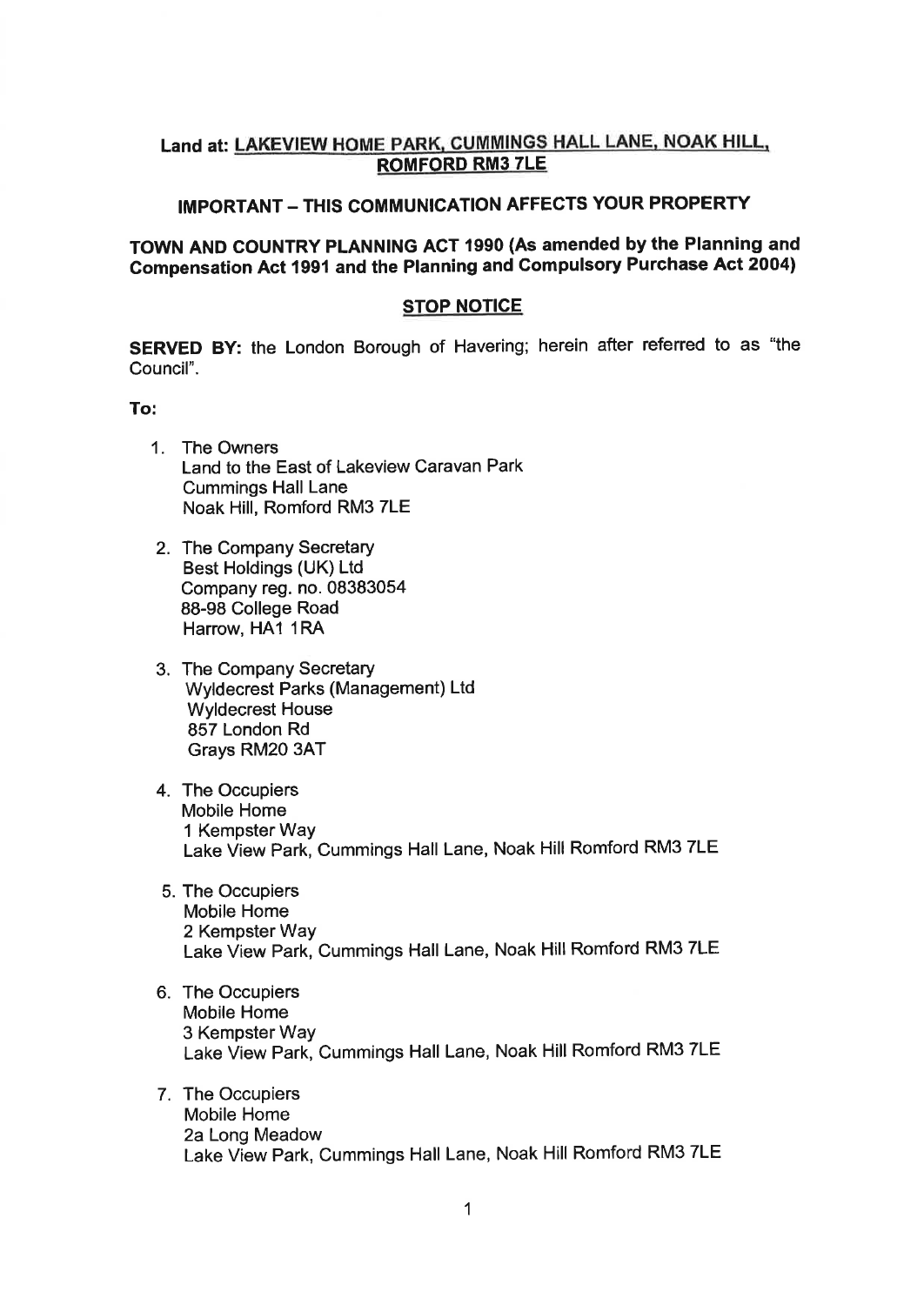**Land at: <u>LAKEVIEW HOME PARK, CUMMINGS HALL LANE, NOAK HILL, ROMFORD RM3 7LE</u>**

**IMPORTANT – THIS COMMUNICATION AFFECTS YOUR PROPERTY**

**TOWN AND COUNTRY PLANNING ACT 1990 (As amended by the Planning and Compensation Act 1991 and the Planning and Compulsory Purchase Act 2004)**

**<u>STOP NOTICE</u>**

**SERVED BY:** the London Borough of Havering; herein after referred to as "the Council".

**To:**

1. The Owners
   Land to the East of Lakeview Caravan Park
   Cummings Hall Lane
   Noak Hill, Romford RM3 7LE

2. The Company Secretary
   Best Holdings (UK) Ltd
   Company reg. no. 08383054
   88-98 College Road
   Harrow, HA1 1RA

3. The Company Secretary
   Wyldecrest Parks (Management) Ltd
   Wyldecrest House
   857 London Rd
   Grays RM20 3AT

4. The Occupiers
   Mobile Home
   1 Kempster Way
   Lake View Park, Cummings Hall Lane, Noak Hill Romford RM3 7LE

5. The Occupiers
   Mobile Home
   2 Kempster Way
   Lake View Park, Cummings Hall Lane, Noak Hill Romford RM3 7LE

6. The Occupiers
   Mobile Home
   3 Kempster Way
   Lake View Park, Cummings Hall Lane, Noak Hill Romford RM3 7LE

7. The Occupiers
   Mobile Home
   2a Long Meadow
   Lake View Park, Cummings Hall Lane, Noak Hill Romford RM3 7LE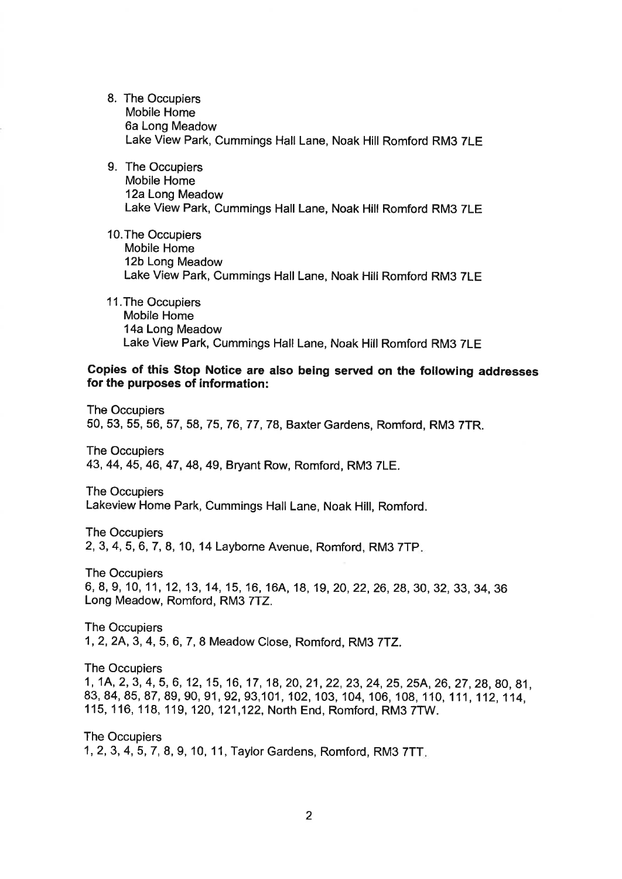8. The Occupiers
   Mobile Home
   6a Long Meadow
   Lake View Park, Cummings Hall Lane, Noak Hill Romford RM3 7LE

9. The Occupiers
   Mobile Home
   12a Long Meadow
   Lake View Park, Cummings Hall Lane, Noak Hill Romford RM3 7LE

10. The Occupiers
    Mobile Home
    12b Long Meadow
    Lake View Park, Cummings Hall Lane, Noak Hill Romford RM3 7LE

11. The Occupiers
    Mobile Home
    14a Long Meadow
    Lake View Park, Cummings Hall Lane, Noak Hill Romford RM3 7LE

**Copies of this Stop Notice are also being served on the following addresses for the purposes of information:**

The Occupiers
50, 53, 55, 56, 57, 58, 75, 76, 77, 78, Baxter Gardens, Romford, RM3 7TR.

The Occupiers
43, 44, 45, 46, 47, 48, 49, Bryant Row, Romford, RM3 7LE.

The Occupiers
Lakeview Home Park, Cummings Hall Lane, Noak Hill, Romford.

The Occupiers
2, 3, 4, 5, 6, 7, 8, 10, 14 Layborne Avenue, Romford, RM3 7TP.

The Occupiers
6, 8, 9, 10, 11, 12, 13, 14, 15, 16, 16A, 18, 19, 20, 22, 26, 28, 30, 32, 33, 34, 36 Long Meadow, Romford, RM3 7TZ.

The Occupiers
1, 2, 2A, 3, 4, 5, 6, 7, 8 Meadow Close, Romford, RM3 7TZ.

The Occupiers
1, 1A, 2, 3, 4, 5, 6, 12, 15, 16, 17, 18, 20, 21, 22, 23, 24, 25, 25A, 26, 27, 28, 80, 81, 83, 84, 85, 87, 89, 90, 91, 92, 93,101, 102, 103, 104, 106, 108, 110, 111, 112, 114, 115, 116, 118, 119, 120, 121,122, North End, Romford, RM3 7TW.

The Occupiers
1, 2, 3, 4, 5, 7, 8, 9, 10, 11, Taylor Gardens, Romford, RM3 7TT.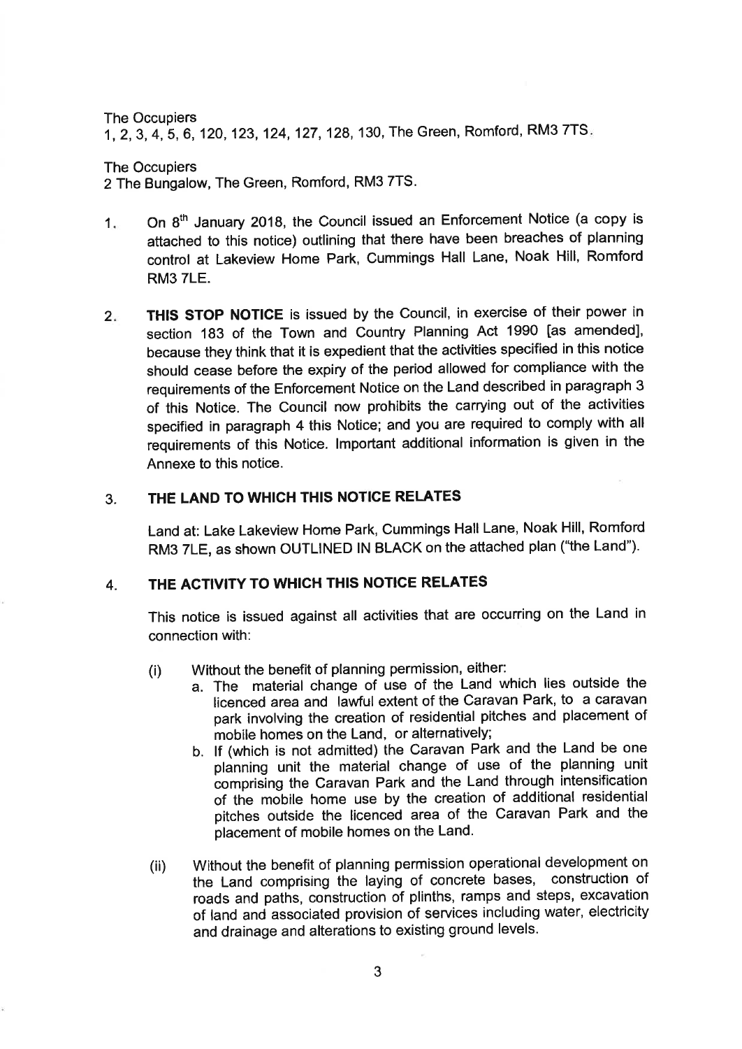The Occupiers
1, 2, 3, 4, 5, 6, 120, 123, 124, 127, 128, 130, The Green, Romford, RM3 7TS.

The Occupiers
2 The Bungalow, The Green, Romford, RM3 7TS.

1. On 8th January 2018, the Council issued an Enforcement Notice (a copy is attached to this notice) outlining that there have been breaches of planning control at Lakeview Home Park, Cummings Hall Lane, Noak Hill, Romford RM3 7LE.

2. **THIS STOP NOTICE** is issued by the Council, in exercise of their power in section 183 of the Town and Country Planning Act 1990 [as amended], because they think that it is expedient that the activities specified in this notice should cease before the expiry of the period allowed for compliance with the requirements of the Enforcement Notice on the Land described in paragraph 3 of this Notice. The Council now prohibits the carrying out of the activities specified in paragraph 4 this Notice; and you are required to comply with all requirements of this Notice. Important additional information is given in the Annexe to this notice.

3. **THE LAND TO WHICH THIS NOTICE RELATES**

   Land at: Lake Lakeview Home Park, Cummings Hall Lane, Noak Hill, Romford RM3 7LE, as shown OUTLINED IN BLACK on the attached plan ("the Land").

4. **THE ACTIVITY TO WHICH THIS NOTICE RELATES**

   This notice is issued against all activities that are occurring on the Land in connection with:

   (i) Without the benefit of planning permission, either:
      a. The material change of use of the Land which lies outside the licenced area and lawful extent of the Caravan Park, to a caravan park involving the creation of residential pitches and placement of mobile homes on the Land, or alternatively;
      b. If (which is not admitted) the Caravan Park and the Land be one planning unit the material change of use of the planning unit comprising the Caravan Park and the Land through intensification of the mobile home use by the creation of additional residential pitches outside the licenced area of the Caravan Park and the placement of mobile homes on the Land.

   (ii) Without the benefit of planning permission operational development on the Land comprising the laying of concrete bases, construction of roads and paths, construction of plinths, ramps and steps, excavation of land and associated provision of services including water, electricity and drainage and alterations to existing ground levels.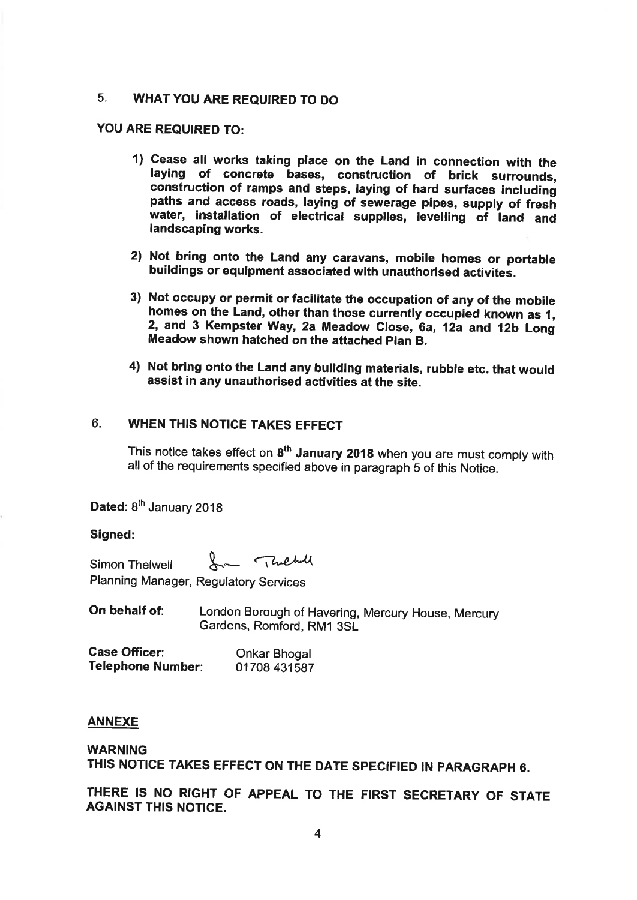## 5. WHAT YOU ARE REQUIRED TO DO

**YOU ARE REQUIRED TO:**

1) **Cease all works taking place on the Land in connection with the laying of concrete bases, construction of brick surrounds, construction of ramps and steps, laying of hard surfaces including paths and access roads, laying of sewerage pipes, supply of fresh water, installation of electrical supplies, levelling of land and landscaping works.**

2) **Not bring onto the Land any caravans, mobile homes or portable buildings or equipment associated with unauthorised activites.**

3) **Not occupy or permit or facilitate the occupation of any of the mobile homes on the Land, other than those currently occupied known as 1, 2, and 3 Kempster Way, 2a Meadow Close, 6a, 12a and 12b Long Meadow shown hatched on the attached Plan B.**

4) **Not bring onto the Land any building materials, rubble etc. that would assist in any unauthorised activities at the site.**

## 6. WHEN THIS NOTICE TAKES EFFECT

This notice takes effect on **8th January 2018** when you are must comply with all of the requirements specified above in paragraph 5 of this Notice.

**Dated**: 8th January 2018

**Signed:**

Simon Thelwell

Planning Manager, Regulatory Services

**On behalf of**: London Borough of Havering, Mercury House, Mercury Gardens, Romford, RM1 3SL

**Case Officer**: Onkar Bhogal
**Telephone Number**: 01708 431587

**ANNEXE**

**WARNING**
**THIS NOTICE TAKES EFFECT ON THE DATE SPECIFIED IN PARAGRAPH 6.**

**THERE IS NO RIGHT OF APPEAL TO THE FIRST SECRETARY OF STATE AGAINST THIS NOTICE.**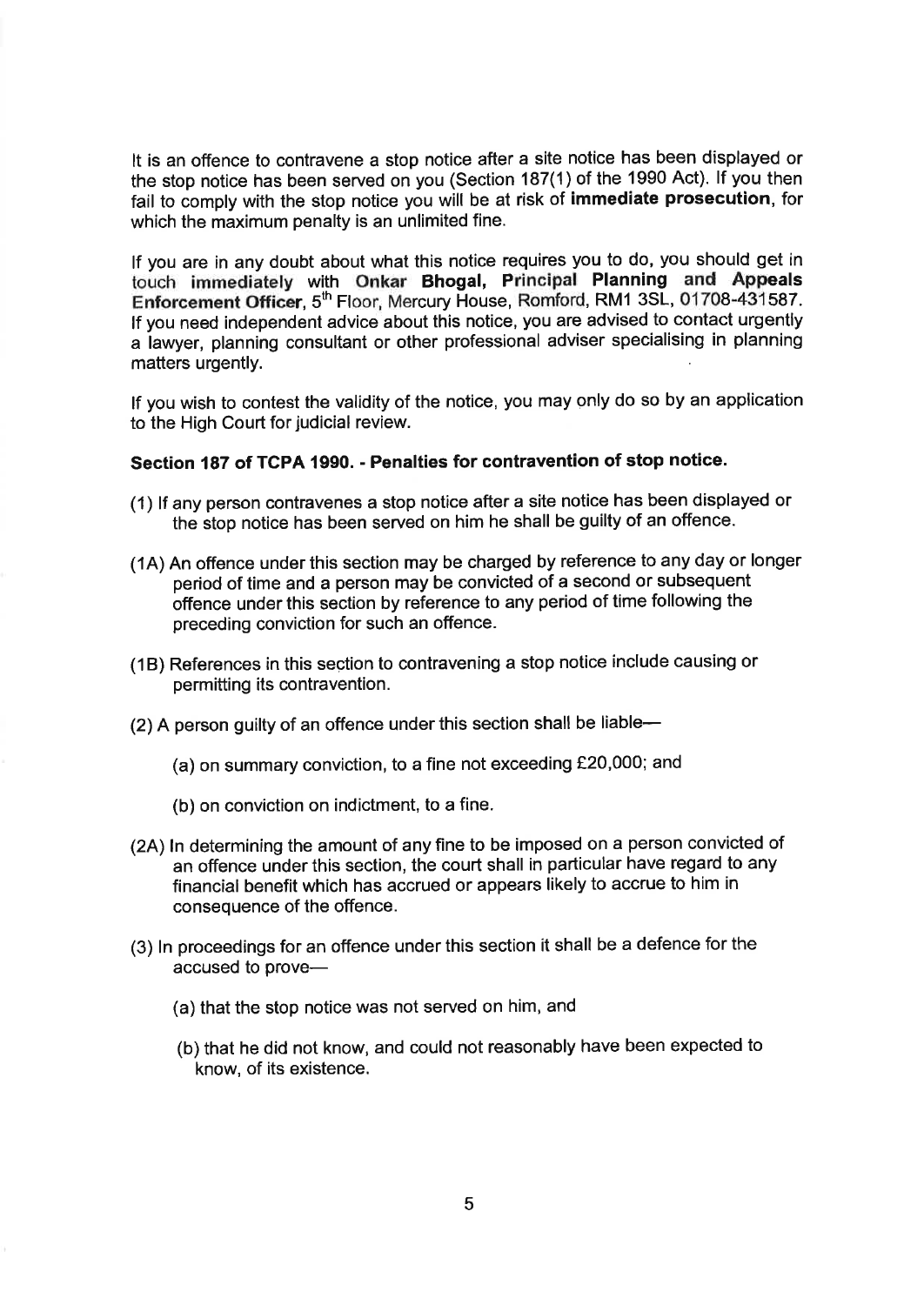It is an offence to contravene a stop notice after a site notice has been displayed or the stop notice has been served on you (Section 187(1) of the 1990 Act). If you then fail to comply with the stop notice you will be at risk of **immediate prosecution**, for which the maximum penalty is an unlimited fine.

If you are in any doubt about what this notice requires you to do, you should get in touch **immediately** with **Onkar Bhogal, Principal Planning and Appeals Enforcement Officer**, 5th Floor, Mercury House, Romford, RM1 3SL, 01708-431587. If you need independent advice about this notice, you are advised to contact urgently a lawyer, planning consultant or other professional adviser specialising in planning matters urgently.

If you wish to contest the validity of the notice, you may only do so by an application to the High Court for judicial review.

**Section 187 of TCPA 1990. - Penalties for contravention of stop notice.**

(1) If any person contravenes a stop notice after a site notice has been displayed or the stop notice has been served on him he shall be guilty of an offence.

(1A) An offence under this section may be charged by reference to any day or longer period of time and a person may be convicted of a second or subsequent offence under this section by reference to any period of time following the preceding conviction for such an offence.

(1B) References in this section to contravening a stop notice include causing or permitting its contravention.

(2) A person guilty of an offence under this section shall be liable—

(a) on summary conviction, to a fine not exceeding £20,000; and

(b) on conviction on indictment, to a fine.

(2A) In determining the amount of any fine to be imposed on a person convicted of an offence under this section, the court shall in particular have regard to any financial benefit which has accrued or appears likely to accrue to him in consequence of the offence.

(3) In proceedings for an offence under this section it shall be a defence for the accused to prove—

(a) that the stop notice was not served on him, and

(b) that he did not know, and could not reasonably have been expected to know, of its existence.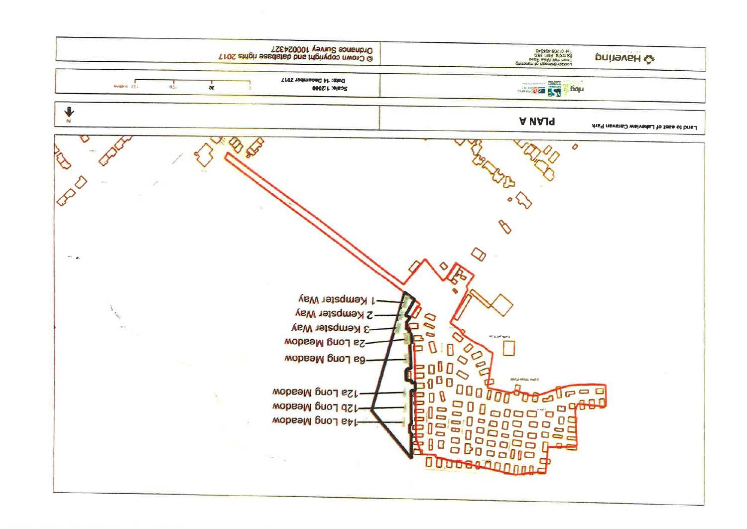Land to east of Lakeview Caravan Park

**PLAN A**

Scale: 1:2000

Date: 14 December 2017

© Crown copyright and database rights 2017
Ordnance Survey 100024327

Havering

London Borough of Havering
Town Hall Main Road
Romford RM1 3BD
Tel: 01708 434343

1 Kempster Way

2 Kempster Way

3 Kempster Way

2a Long Meadow

6a Long Meadow

12a Long Meadow

12b Long Meadow

14a Long Meadow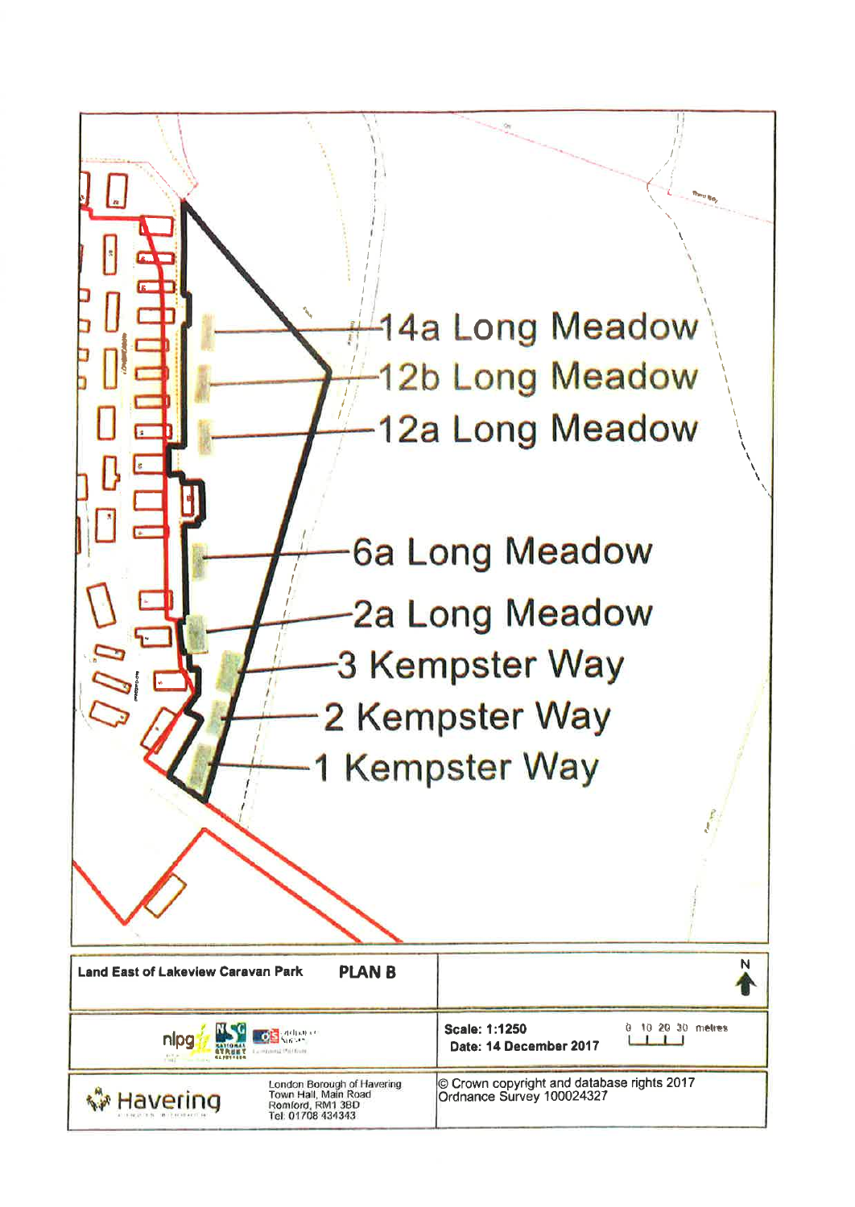14a Long Meadow
12b Long Meadow
12a Long Meadow
6a Long Meadow
2a Long Meadow
3 Kempster Way
2 Kempster Way
1 Kempster Way

**Land East of Lakeview Caravan Park** **PLAN B**

N

**Scale: 1:1250**
**Date: 14 December 2017**

0 10 20 30 metres

Havering

London Borough of Havering
Town Hall, Main Road
Romford, RM1 3BD
Tel: 01708 434343

© Crown copyright and database rights 2017
Ordnance Survey 100024327